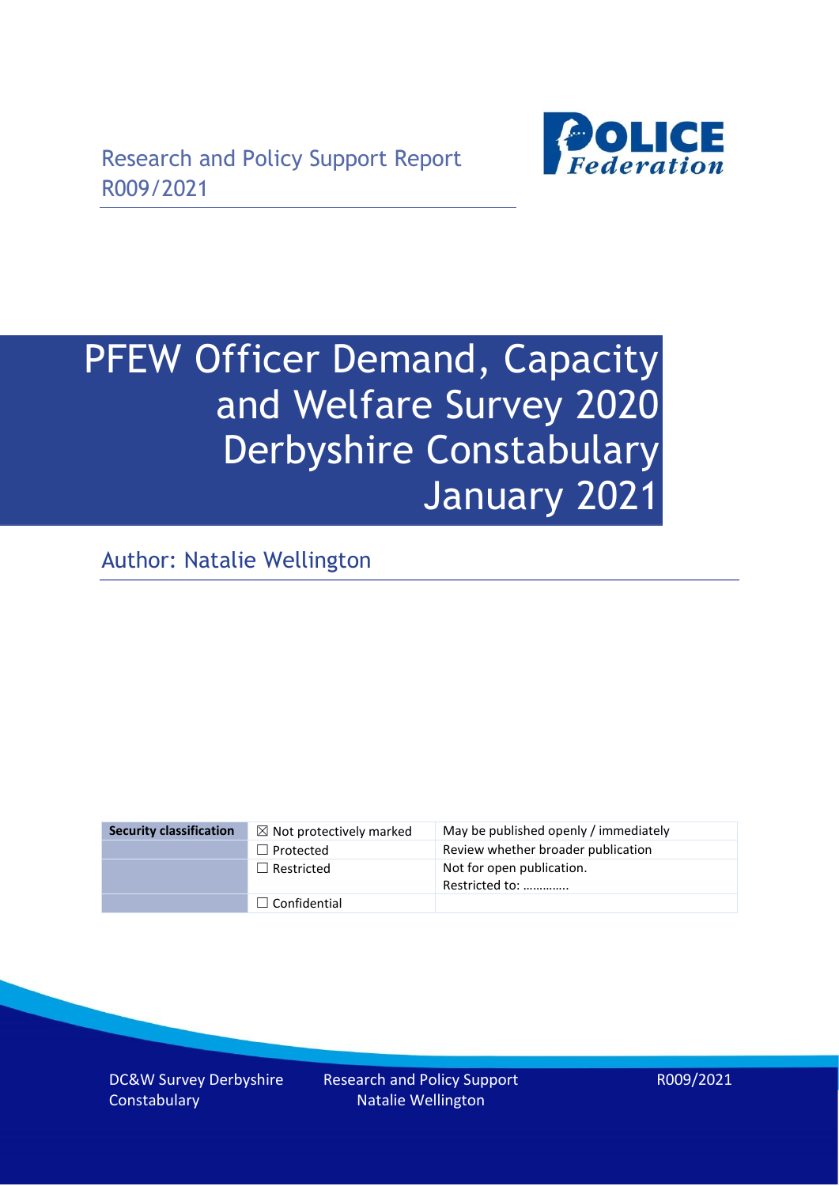Research and Policy Support Report
R009/2021

# PFEW Officer Demand, Capacity and Welfare Survey 2020 Derbyshire Constabulary January 2021

Author: Natalie Wellington

| Security classification | ☒ Not protectively marked | May be published openly / immediately |
|---|---|---|
| | ☐ Protected | Review whether broader publication |
| | ☐ Restricted | Not for open publication. Restricted to: ………….. |
| | ☐ Confidential | |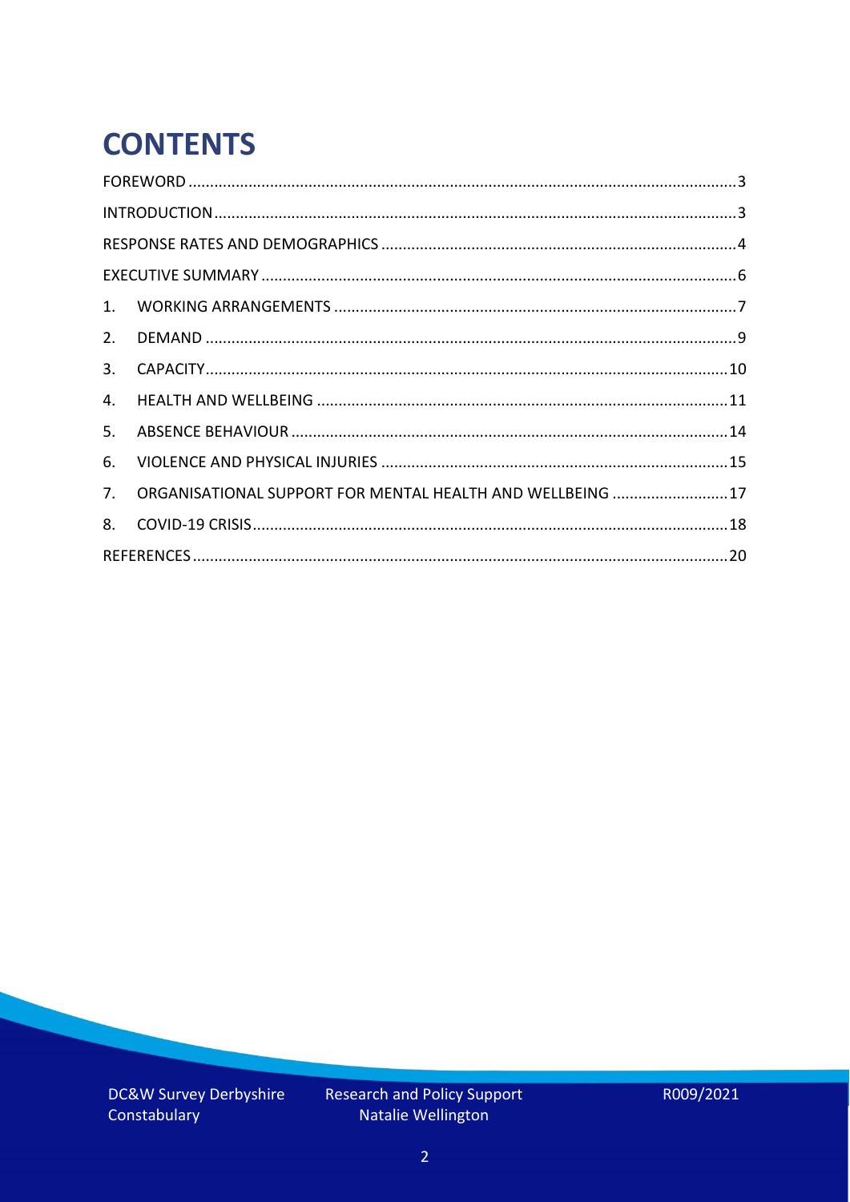# CONTENTS

FOREWORD ........................................................................................................................ 3

INTRODUCTION .................................................................................................................. 3

RESPONSE RATES AND DEMOGRAPHICS ............................................................................ 4

EXECUTIVE SUMMARY ........................................................................................................ 6

1. WORKING ARRANGEMENTS ......................................................................................... 7
2. DEMAND ........................................................................................................................ 9
3. CAPACITY ..................................................................................................................... 10
4. HEALTH AND WELLBEING ............................................................................................ 11
5. ABSENCE BEHAVIOUR .................................................................................................. 14
6. VIOLENCE AND PHYSICAL INJURIES ............................................................................. 15
7. ORGANISATIONAL SUPPORT FOR MENTAL HEALTH AND WELLBEING .......................... 17
8. COVID-19 CRISIS ........................................................................................................... 18

REFERENCES ....................................................................................................................... 20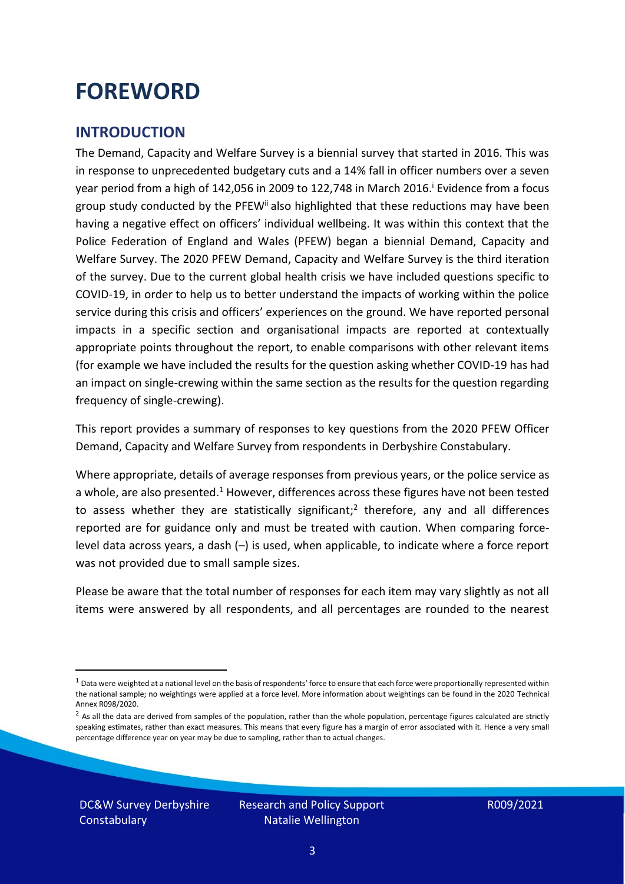# FOREWORD

## INTRODUCTION

The Demand, Capacity and Welfare Survey is a biennial survey that started in 2016. This was in response to unprecedented budgetary cuts and a 14% fall in officer numbers over a seven year period from a high of 142,056 in 2009 to 122,748 in March 2016.[i] Evidence from a focus group study conducted by the PFEW[ii] also highlighted that these reductions may have been having a negative effect on officers' individual wellbeing. It was within this context that the Police Federation of England and Wales (PFEW) began a biennial Demand, Capacity and Welfare Survey. The 2020 PFEW Demand, Capacity and Welfare Survey is the third iteration of the survey. Due to the current global health crisis we have included questions specific to COVID-19, in order to help us to better understand the impacts of working within the police service during this crisis and officers' experiences on the ground. We have reported personal impacts in a specific section and organisational impacts are reported at contextually appropriate points throughout the report, to enable comparisons with other relevant items (for example we have included the results for the question asking whether COVID-19 has had an impact on single-crewing within the same section as the results for the question regarding frequency of single-crewing).

This report provides a summary of responses to key questions from the 2020 PFEW Officer Demand, Capacity and Welfare Survey from respondents in Derbyshire Constabulary.

Where appropriate, details of average responses from previous years, or the police service as a whole, are also presented.[1] However, differences across these figures have not been tested to assess whether they are statistically significant;[2] therefore, any and all differences reported are for guidance only and must be treated with caution. When comparing force-level data across years, a dash (–) is used, when applicable, to indicate where a force report was not provided due to small sample sizes.

Please be aware that the total number of responses for each item may vary slightly as not all items were answered by all respondents, and all percentages are rounded to the nearest

[1] Data were weighted at a national level on the basis of respondents' force to ensure that each force were proportionally represented within the national sample; no weightings were applied at a force level. More information about weightings can be found in the 2020 Technical Annex R098/2020.

[2] As all the data are derived from samples of the population, rather than the whole population, percentage figures calculated are strictly speaking estimates, rather than exact measures. This means that every figure has a margin of error associated with it. Hence a very small percentage difference year on year may be due to sampling, rather than to actual changes.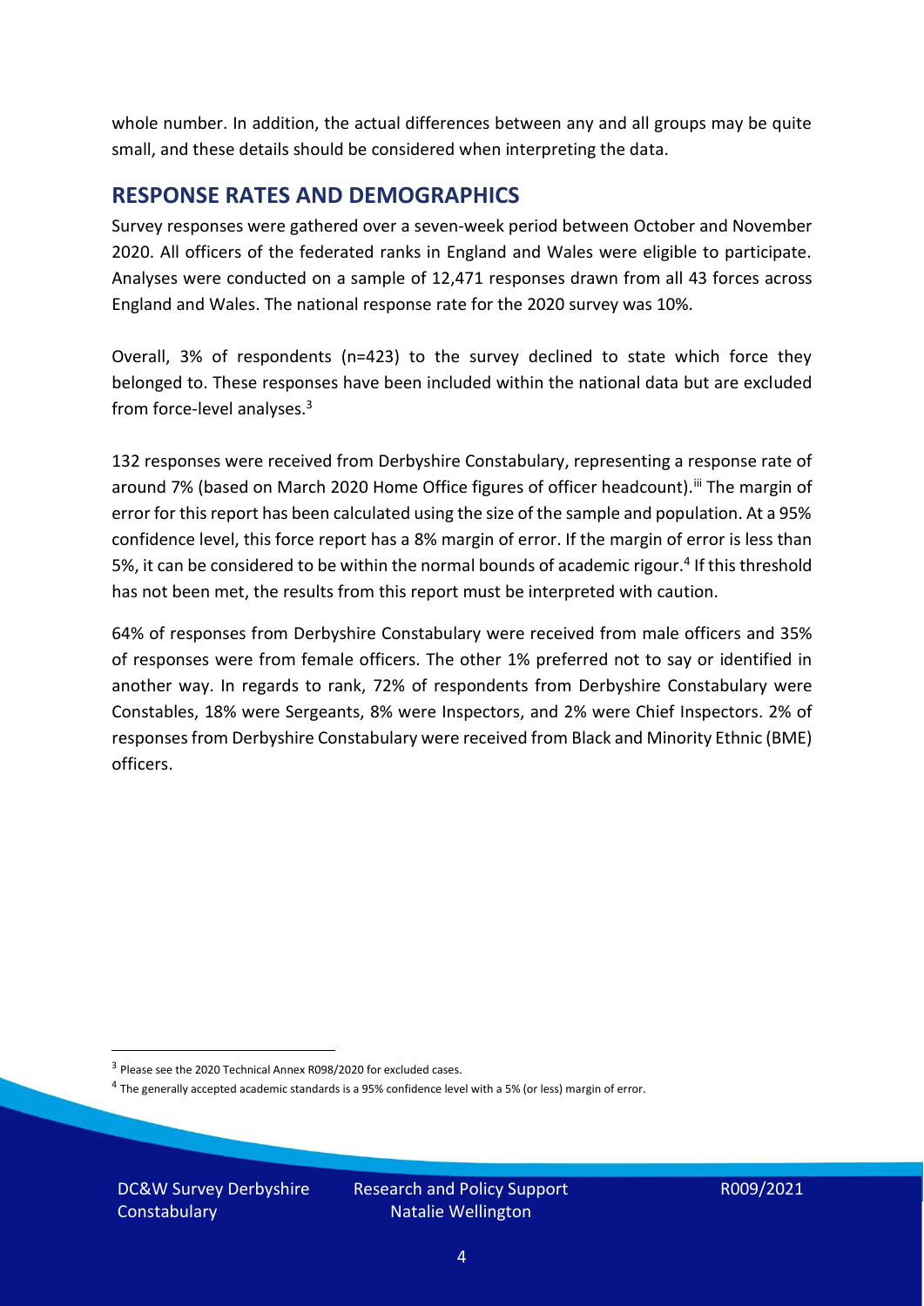whole number. In addition, the actual differences between any and all groups may be quite small, and these details should be considered when interpreting the data.

## RESPONSE RATES AND DEMOGRAPHICS

Survey responses were gathered over a seven-week period between October and November 2020. All officers of the federated ranks in England and Wales were eligible to participate. Analyses were conducted on a sample of 12,471 responses drawn from all 43 forces across England and Wales. The national response rate for the 2020 survey was 10%.

Overall, 3% of respondents (n=423) to the survey declined to state which force they belonged to. These responses have been included within the national data but are excluded from force-level analyses.[3]

132 responses were received from Derbyshire Constabulary, representing a response rate of around 7% (based on March 2020 Home Office figures of officer headcount).[iii] The margin of error for this report has been calculated using the size of the sample and population. At a 95% confidence level, this force report has a 8% margin of error. If the margin of error is less than 5%, it can be considered to be within the normal bounds of academic rigour.[4] If this threshold has not been met, the results from this report must be interpreted with caution.

64% of responses from Derbyshire Constabulary were received from male officers and 35% of responses were from female officers. The other 1% preferred not to say or identified in another way. In regards to rank, 72% of respondents from Derbyshire Constabulary were Constables, 18% were Sergeants, 8% were Inspectors, and 2% were Chief Inspectors. 2% of responses from Derbyshire Constabulary were received from Black and Minority Ethnic (BME) officers.

[3] Please see the 2020 Technical Annex R098/2020 for excluded cases.

[4] The generally accepted academic standards is a 95% confidence level with a 5% (or less) margin of error.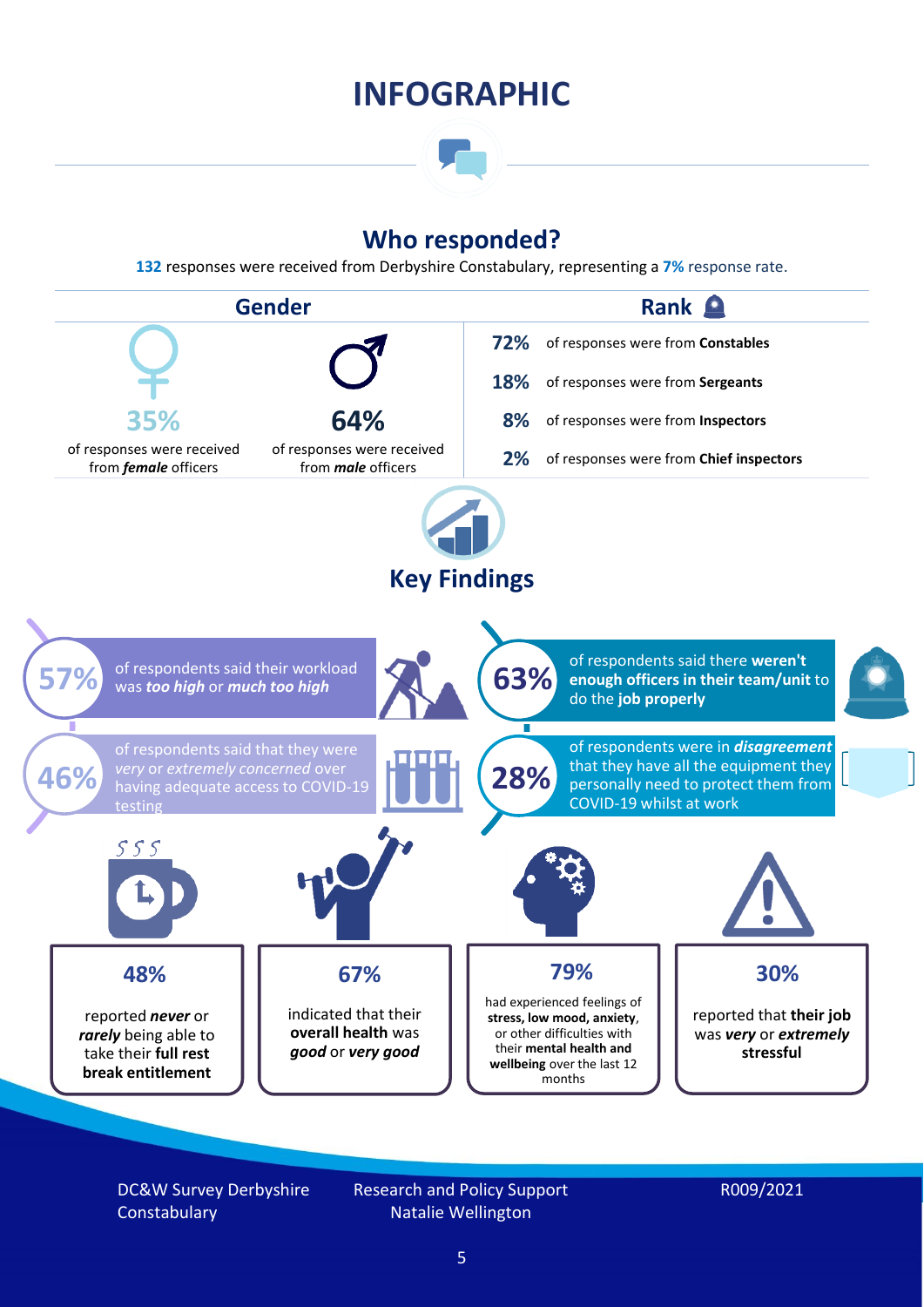# INFOGRAPHIC

## Who responded?

**132** responses were received from Derbyshire Constabulary, representing a **7%** response rate.

### Gender

**35%** of responses were received from ***female*** officers

**64%** of responses were received from ***male*** officers

### Rank

- **72%** of responses were from **Constables**
- **18%** of responses were from **Sergeants**
- **8%** of responses were from **Inspectors**
- **2%** of responses were from **Chief inspectors**

## Key Findings

**57%** of respondents said their workload was ***too high*** or ***much too high***

**63%** of respondents said there **weren't enough officers in their team/unit** to do the **job properly**

**46%** of respondents said that they were *very* or *extremely concerned* over having adequate access to COVID-19 testing

**28%** of respondents were in ***disagreement*** that they have all the equipment they personally need to protect them from COVID-19 whilst at work

**48%** reported ***never*** or ***rarely*** being able to take their **full rest break entitlement**

**67%** indicated that their **overall health** was ***good*** or ***very good***

**79%** had experienced feelings of **stress, low mood, anxiety**, or other difficulties with their **mental health and wellbeing** over the last 12 months

**30%** reported that **their job** was ***very*** or ***extremely*** **stressful**

DC&W Survey Derbyshire Constabulary | Research and Policy Support Natalie Wellington | R009/2021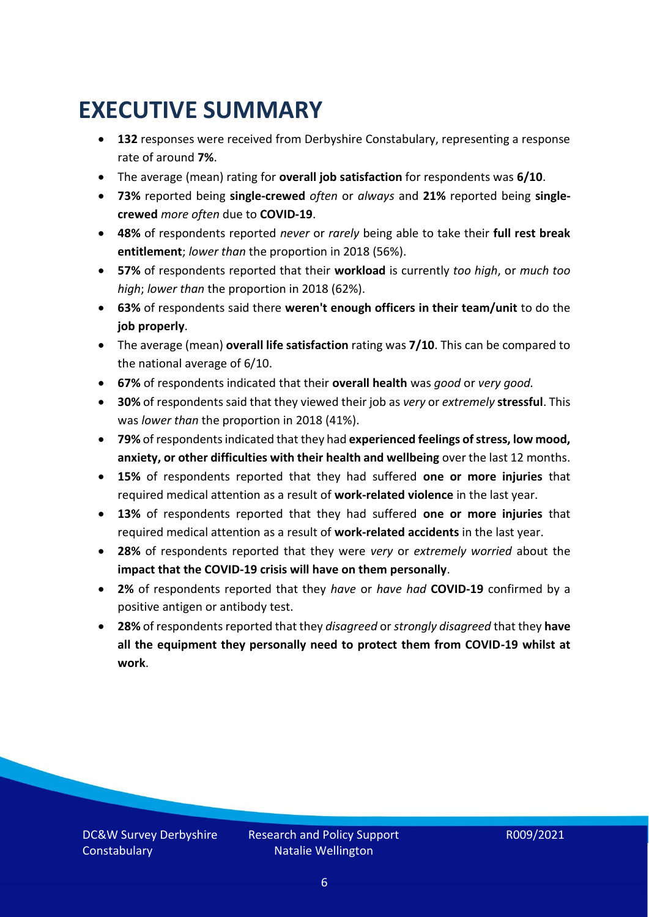# EXECUTIVE SUMMARY

- **132** responses were received from Derbyshire Constabulary, representing a response rate of around **7%**.
- The average (mean) rating for **overall job satisfaction** for respondents was **6/10**.
- **73%** reported being **single-crewed** *often* or *always* and **21%** reported being **single-crewed** *more often* due to **COVID-19**.
- **48%** of respondents reported *never* or *rarely* being able to take their **full rest break entitlement**; *lower than* the proportion in 2018 (56%).
- **57%** of respondents reported that their **workload** is currently *too high*, or *much too high*; *lower than* the proportion in 2018 (62%).
- **63%** of respondents said there **weren't enough officers in their team/unit** to do the **job properly**.
- The average (mean) **overall life satisfaction** rating was **7/10**. This can be compared to the national average of 6/10.
- **67%** of respondents indicated that their **overall health** was *good* or *very good.*
- **30%** of respondents said that they viewed their job as *very* or *extremely* **stressful**. This was *lower than* the proportion in 2018 (41%).
- **79%** of respondents indicated that they had **experienced feelings of stress, low mood, anxiety, or other difficulties with their health and wellbeing** over the last 12 months.
- **15%** of respondents reported that they had suffered **one or more injuries** that required medical attention as a result of **work-related violence** in the last year.
- **13%** of respondents reported that they had suffered **one or more injuries** that required medical attention as a result of **work-related accidents** in the last year.
- **28%** of respondents reported that they were *very* or *extremely worried* about the **impact that the COVID-19 crisis will have on them personally**.
- **2%** of respondents reported that they *have* or *have had* **COVID-19** confirmed by a positive antigen or antibody test.
- **28%** of respondents reported that they *disagreed* or *strongly disagreed* that they **have all the equipment they personally need to protect them from COVID-19 whilst at work**.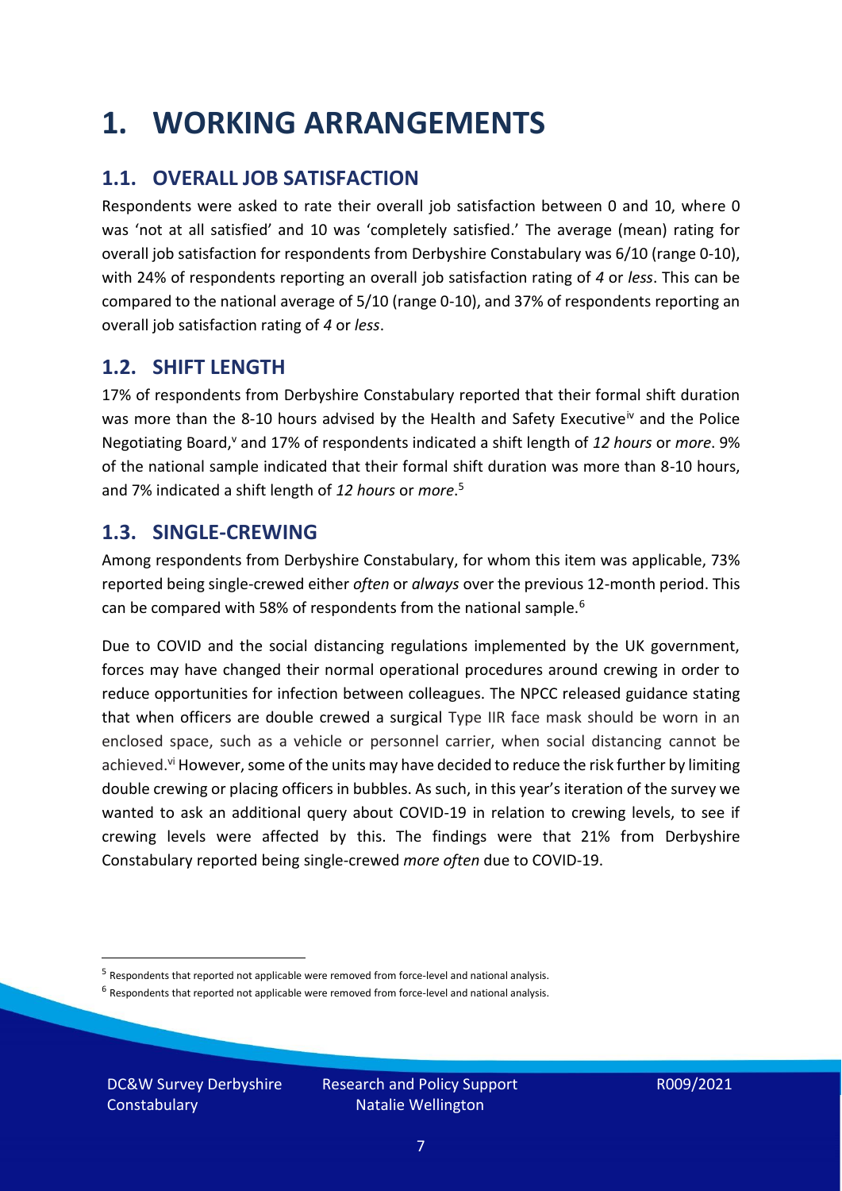# 1. WORKING ARRANGEMENTS

## 1.1. OVERALL JOB SATISFACTION

Respondents were asked to rate their overall job satisfaction between 0 and 10, where 0 was 'not at all satisfied' and 10 was 'completely satisfied.' The average (mean) rating for overall job satisfaction for respondents from Derbyshire Constabulary was 6/10 (range 0-10), with 24% of respondents reporting an overall job satisfaction rating of *4* or *less*. This can be compared to the national average of 5/10 (range 0-10), and 37% of respondents reporting an overall job satisfaction rating of *4* or *less*.

## 1.2. SHIFT LENGTH

17% of respondents from Derbyshire Constabulary reported that their formal shift duration was more than the 8-10 hours advised by the Health and Safety Executive[iv] and the Police Negotiating Board,[v] and 17% of respondents indicated a shift length of *12 hours* or *more*. 9% of the national sample indicated that their formal shift duration was more than 8-10 hours, and 7% indicated a shift length of *12 hours* or *more*.[5]

## 1.3. SINGLE-CREWING

Among respondents from Derbyshire Constabulary, for whom this item was applicable, 73% reported being single-crewed either *often* or *always* over the previous 12-month period. This can be compared with 58% of respondents from the national sample.[6]

Due to COVID and the social distancing regulations implemented by the UK government, forces may have changed their normal operational procedures around crewing in order to reduce opportunities for infection between colleagues. The NPCC released guidance stating that when officers are double crewed a surgical Type IIR face mask should be worn in an enclosed space, such as a vehicle or personnel carrier, when social distancing cannot be achieved.[vi] However, some of the units may have decided to reduce the risk further by limiting double crewing or placing officers in bubbles. As such, in this year's iteration of the survey we wanted to ask an additional query about COVID-19 in relation to crewing levels, to see if crewing levels were affected by this. The findings were that 21% from Derbyshire Constabulary reported being single-crewed *more often* due to COVID-19.

---

[5] Respondents that reported not applicable were removed from force-level and national analysis.

[6] Respondents that reported not applicable were removed from force-level and national analysis.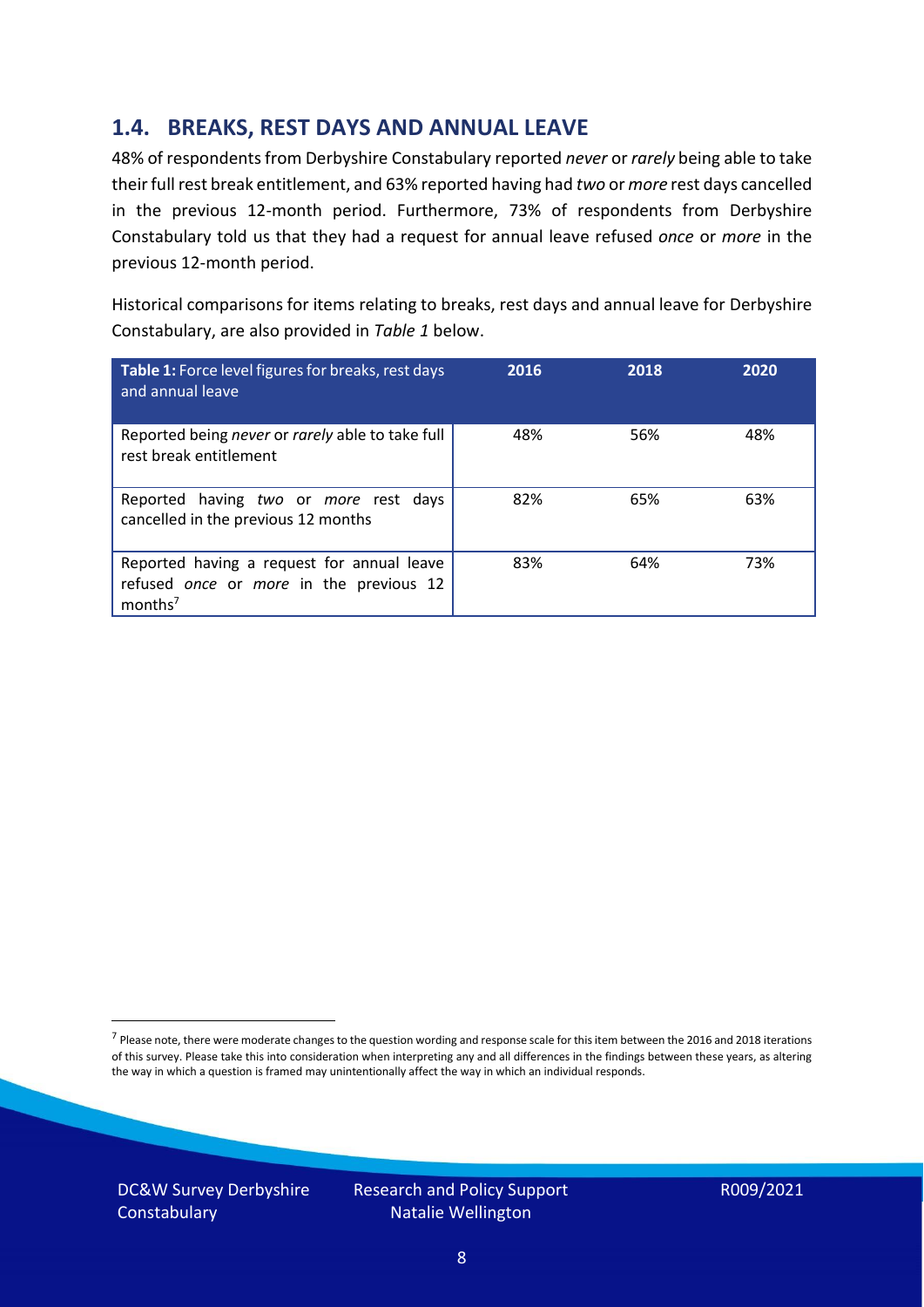## 1.4. BREAKS, REST DAYS AND ANNUAL LEAVE

48% of respondents from Derbyshire Constabulary reported *never* or *rarely* being able to take their full rest break entitlement, and 63% reported having had *two* or *more* rest days cancelled in the previous 12-month period. Furthermore, 73% of respondents from Derbyshire Constabulary told us that they had a request for annual leave refused *once* or *more* in the previous 12-month period.

Historical comparisons for items relating to breaks, rest days and annual leave for Derbyshire Constabulary, are also provided in *Table 1* below.

| **Table 1:** Force level figures for breaks, rest days and annual leave | 2016 | 2018 | 2020 |
|---|---|---|---|
| Reported being *never* or *rarely* able to take full rest break entitlement | 48% | 56% | 48% |
| Reported having *two* or *more* rest days cancelled in the previous 12 months | 82% | 65% | 63% |
| Reported having a request for annual leave refused *once* or *more* in the previous 12 months[7] | 83% | 64% | 73% |

[7] Please note, there were moderate changes to the question wording and response scale for this item between the 2016 and 2018 iterations of this survey. Please take this into consideration when interpreting any and all differences in the findings between these years, as altering the way in which a question is framed may unintentionally affect the way in which an individual responds.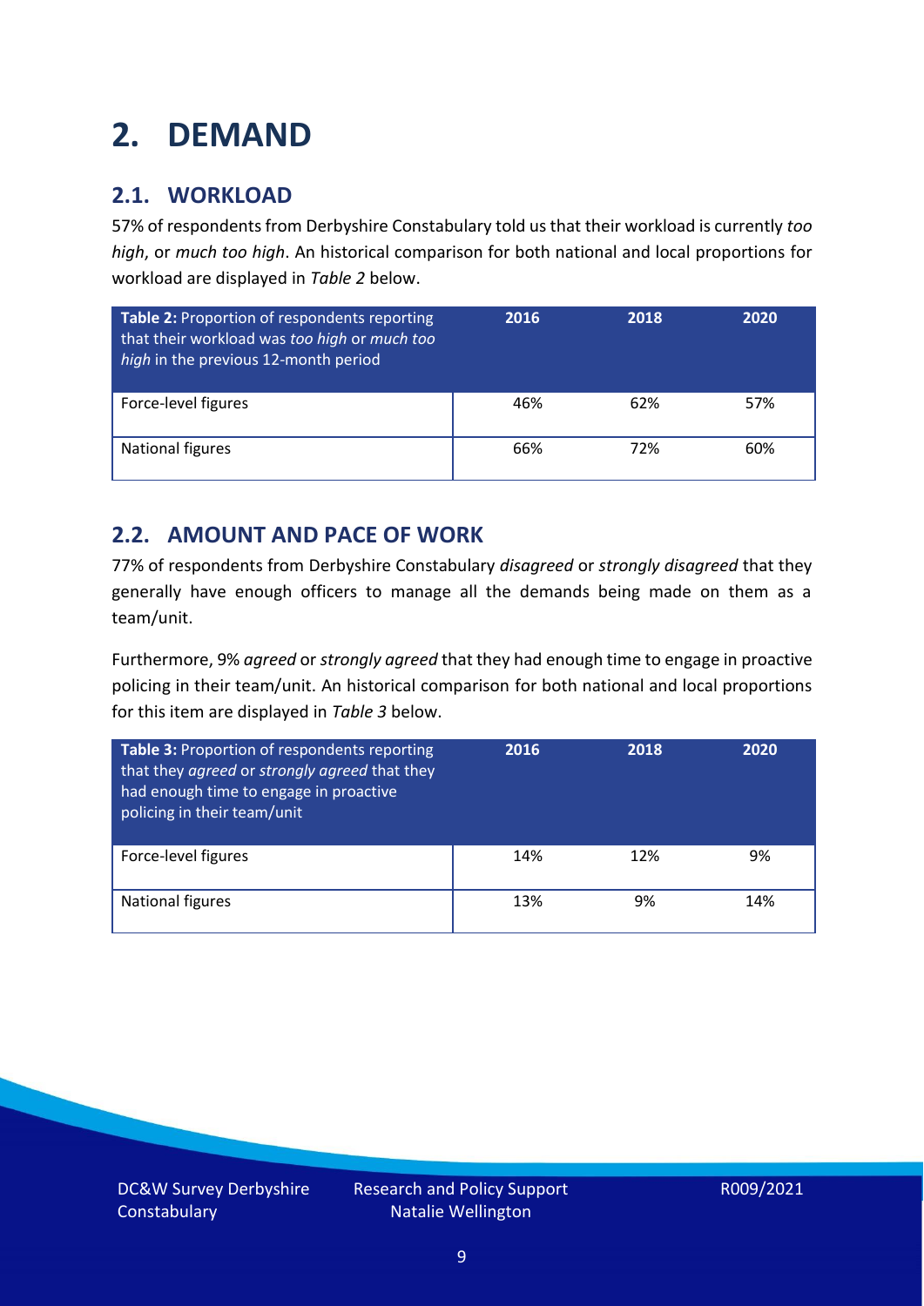# 2. DEMAND

## 2.1. WORKLOAD

57% of respondents from Derbyshire Constabulary told us that their workload is currently *too high*, or *much too high*. An historical comparison for both national and local proportions for workload are displayed in *Table 2* below.

| **Table 2:** Proportion of respondents reporting that their workload was *too high* or *much too high* in the previous 12-month period | 2016 | 2018 | 2020 |
|---|---|---|---|
| Force-level figures | 46% | 62% | 57% |
| National figures | 66% | 72% | 60% |

## 2.2. AMOUNT AND PACE OF WORK

77% of respondents from Derbyshire Constabulary *disagreed* or *strongly disagreed* that they generally have enough officers to manage all the demands being made on them as a team/unit.

Furthermore, 9% *agreed* or *strongly agreed* that they had enough time to engage in proactive policing in their team/unit. An historical comparison for both national and local proportions for this item are displayed in *Table 3* below.

| **Table 3:** Proportion of respondents reporting that they *agreed* or *strongly agreed* that they had enough time to engage in proactive policing in their team/unit | 2016 | 2018 | 2020 |
|---|---|---|---|
| Force-level figures | 14% | 12% | 9% |
| National figures | 13% | 9% | 14% |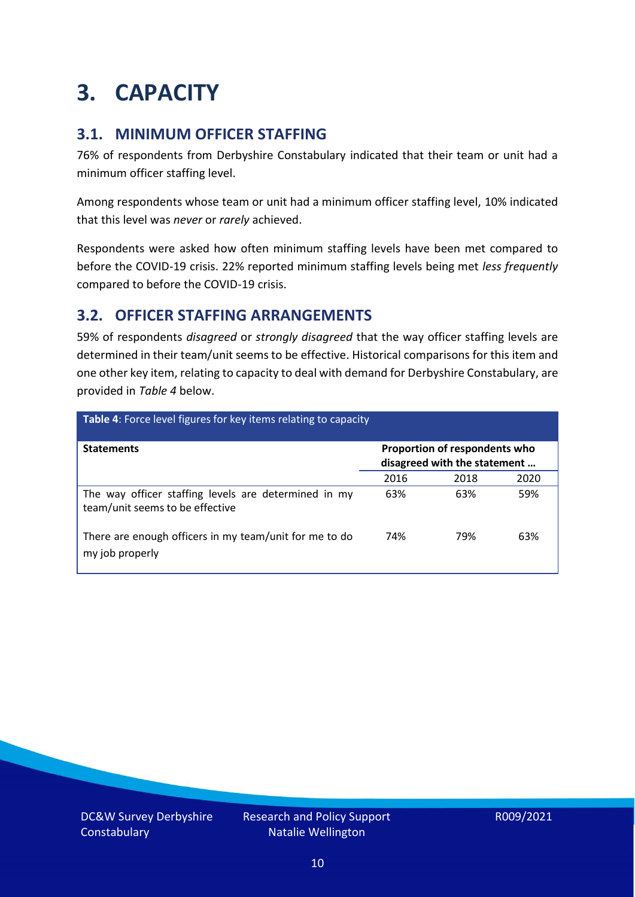# 3. CAPACITY

## 3.1. MINIMUM OFFICER STAFFING

76% of respondents from Derbyshire Constabulary indicated that their team or unit had a minimum officer staffing level.

Among respondents whose team or unit had a minimum officer staffing level, 10% indicated that this level was *never* or *rarely* achieved.

Respondents were asked how often minimum staffing levels have been met compared to before the COVID-19 crisis. 22% reported minimum staffing levels being met *less frequently* compared to before the COVID-19 crisis.

## 3.2. OFFICER STAFFING ARRANGEMENTS

59% of respondents *disagreed* or *strongly disagreed* that the way officer staffing levels are determined in their team/unit seems to be effective. Historical comparisons for this item and one other key item, relating to capacity to deal with demand for Derbyshire Constabulary, are provided in *Table 4* below.

**Table 4**: Force level figures for key items relating to capacity

| Statements | Proportion of respondents who disagreed with the statement … | | |
|---|---|---|---|
| | 2016 | 2018 | 2020 |
| The way officer staffing levels are determined in my team/unit seems to be effective | 63% | 63% | 59% |
| There are enough officers in my team/unit for me to do my job properly | 74% | 79% | 63% |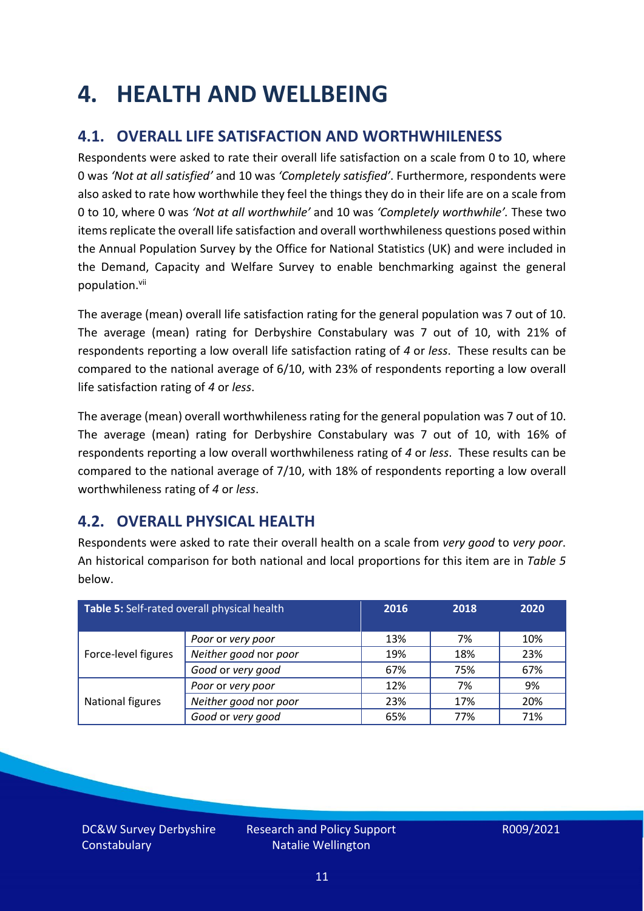# 4. HEALTH AND WELLBEING

## 4.1. OVERALL LIFE SATISFACTION AND WORTHWHILENESS

Respondents were asked to rate their overall life satisfaction on a scale from 0 to 10, where 0 was *'Not at all satisfied'* and 10 was *'Completely satisfied'*. Furthermore, respondents were also asked to rate how worthwhile they feel the things they do in their life are on a scale from 0 to 10, where 0 was *'Not at all worthwhile'* and 10 was *'Completely worthwhile'.* These two items replicate the overall life satisfaction and overall worthwhileness questions posed within the Annual Population Survey by the Office for National Statistics (UK) and were included in the Demand, Capacity and Welfare Survey to enable benchmarking against the general population.[vii]

The average (mean) overall life satisfaction rating for the general population was 7 out of 10. The average (mean) rating for Derbyshire Constabulary was 7 out of 10, with 21% of respondents reporting a low overall life satisfaction rating of *4* or *less*. These results can be compared to the national average of 6/10, with 23% of respondents reporting a low overall life satisfaction rating of *4* or *less*.

The average (mean) overall worthwhileness rating for the general population was 7 out of 10. The average (mean) rating for Derbyshire Constabulary was 7 out of 10, with 16% of respondents reporting a low overall worthwhileness rating of *4* or *less*. These results can be compared to the national average of 7/10, with 18% of respondents reporting a low overall worthwhileness rating of *4* or *less*.

## 4.2. OVERALL PHYSICAL HEALTH

Respondents were asked to rate their overall health on a scale from *very good* to *very poor*. An historical comparison for both national and local proportions for this item are in *Table 5* below.

| **Table 5:** Self-rated overall physical health | | 2016 | 2018 | 2020 |
|---|---|---|---|---|
| Force-level figures | *Poor* or *very poor* | 13% | 7% | 10% |
| | *Neither good* nor *poor* | 19% | 18% | 23% |
| | *Good* or *very good* | 67% | 75% | 67% |
| National figures | *Poor* or *very poor* | 12% | 7% | 9% |
| | *Neither good* nor *poor* | 23% | 17% | 20% |
| | *Good* or *very good* | 65% | 77% | 71% |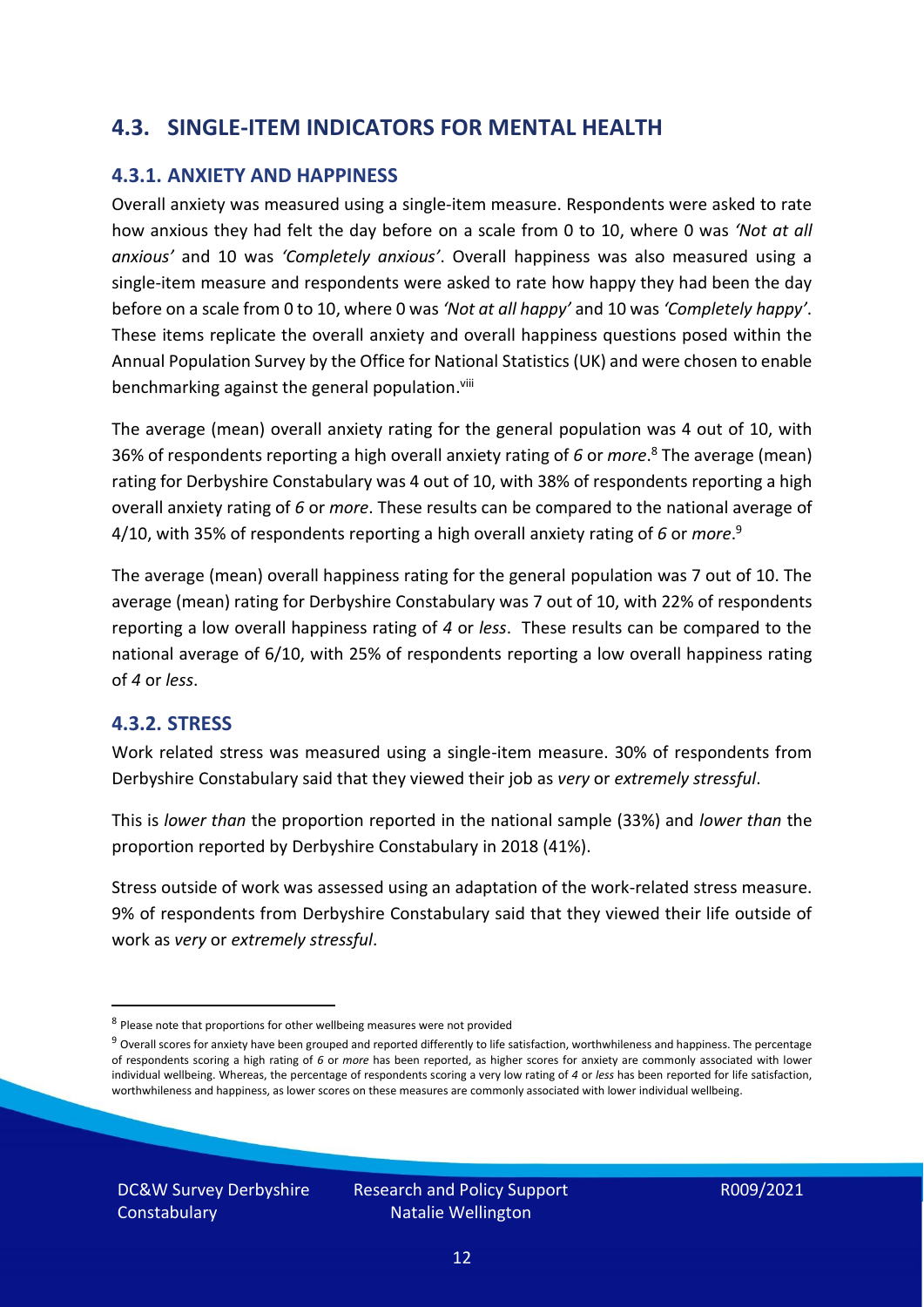## 4.3. SINGLE-ITEM INDICATORS FOR MENTAL HEALTH

### 4.3.1. ANXIETY AND HAPPINESS

Overall anxiety was measured using a single-item measure. Respondents were asked to rate how anxious they had felt the day before on a scale from 0 to 10, where 0 was *'Not at all anxious'* and 10 was *'Completely anxious'*. Overall happiness was also measured using a single-item measure and respondents were asked to rate how happy they had been the day before on a scale from 0 to 10, where 0 was *'Not at all happy'* and 10 was *'Completely happy'*. These items replicate the overall anxiety and overall happiness questions posed within the Annual Population Survey by the Office for National Statistics (UK) and were chosen to enable benchmarking against the general population.[viii]

The average (mean) overall anxiety rating for the general population was 4 out of 10, with 36% of respondents reporting a high overall anxiety rating of *6* or *more*.[8] The average (mean) rating for Derbyshire Constabulary was 4 out of 10, with 38% of respondents reporting a high overall anxiety rating of *6* or *more*. These results can be compared to the national average of 4/10, with 35% of respondents reporting a high overall anxiety rating of *6* or *more*.[9]

The average (mean) overall happiness rating for the general population was 7 out of 10. The average (mean) rating for Derbyshire Constabulary was 7 out of 10, with 22% of respondents reporting a low overall happiness rating of *4* or *less*. These results can be compared to the national average of 6/10, with 25% of respondents reporting a low overall happiness rating of *4* or *less*.

### 4.3.2. STRESS

Work related stress was measured using a single-item measure. 30% of respondents from Derbyshire Constabulary said that they viewed their job as *very* or *extremely stressful*.

This is *lower than* the proportion reported in the national sample (33%) and *lower than* the proportion reported by Derbyshire Constabulary in 2018 (41%).

Stress outside of work was assessed using an adaptation of the work-related stress measure. 9% of respondents from Derbyshire Constabulary said that they viewed their life outside of work as *very* or *extremely stressful*.

---

[8] Please note that proportions for other wellbeing measures were not provided

[9] Overall scores for anxiety have been grouped and reported differently to life satisfaction, worthwhileness and happiness. The percentage of respondents scoring a high rating of *6* or *more* has been reported, as higher scores for anxiety are commonly associated with lower individual wellbeing. Whereas, the percentage of respondents scoring a very low rating of *4* or *less* has been reported for life satisfaction, worthwhileness and happiness, as lower scores on these measures are commonly associated with lower individual wellbeing.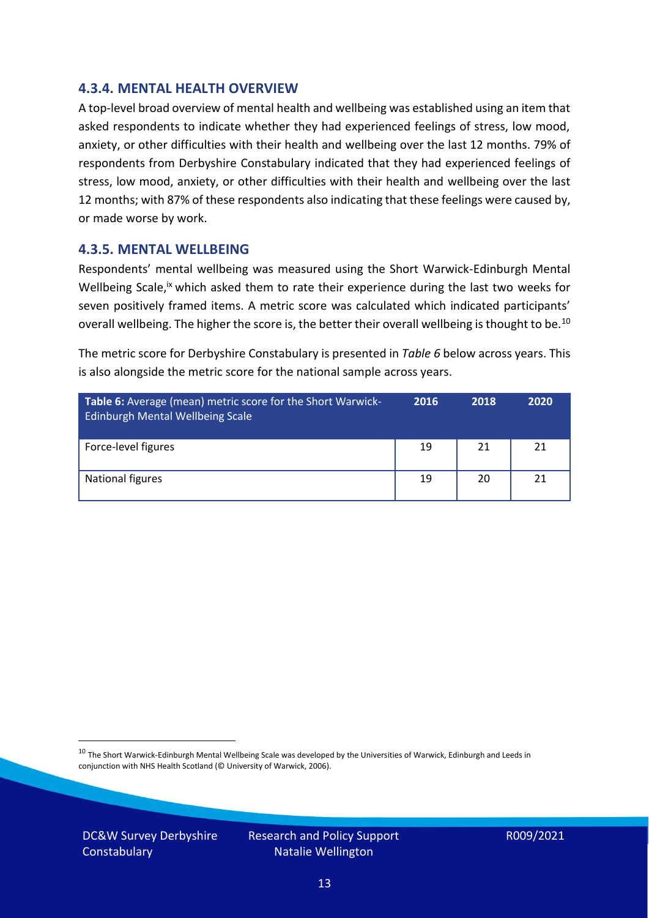### 4.3.4. MENTAL HEALTH OVERVIEW

A top-level broad overview of mental health and wellbeing was established using an item that asked respondents to indicate whether they had experienced feelings of stress, low mood, anxiety, or other difficulties with their health and wellbeing over the last 12 months. 79% of respondents from Derbyshire Constabulary indicated that they had experienced feelings of stress, low mood, anxiety, or other difficulties with their health and wellbeing over the last 12 months; with 87% of these respondents also indicating that these feelings were caused by, or made worse by work.

### 4.3.5. MENTAL WELLBEING

Respondents' mental wellbeing was measured using the Short Warwick-Edinburgh Mental Wellbeing Scale,[ix] which asked them to rate their experience during the last two weeks for seven positively framed items. A metric score was calculated which indicated participants' overall wellbeing. The higher the score is, the better their overall wellbeing is thought to be.[10]

The metric score for Derbyshire Constabulary is presented in *Table 6* below across years. This is also alongside the metric score for the national sample across years.

| **Table 6:** Average (mean) metric score for the Short Warwick-Edinburgh Mental Wellbeing Scale | 2016 | 2018 | 2020 |
|---|---|---|---|
| Force-level figures | 19 | 21 | 21 |
| National figures | 19 | 20 | 21 |

[10] The Short Warwick-Edinburgh Mental Wellbeing Scale was developed by the Universities of Warwick, Edinburgh and Leeds in conjunction with NHS Health Scotland (© University of Warwick, 2006).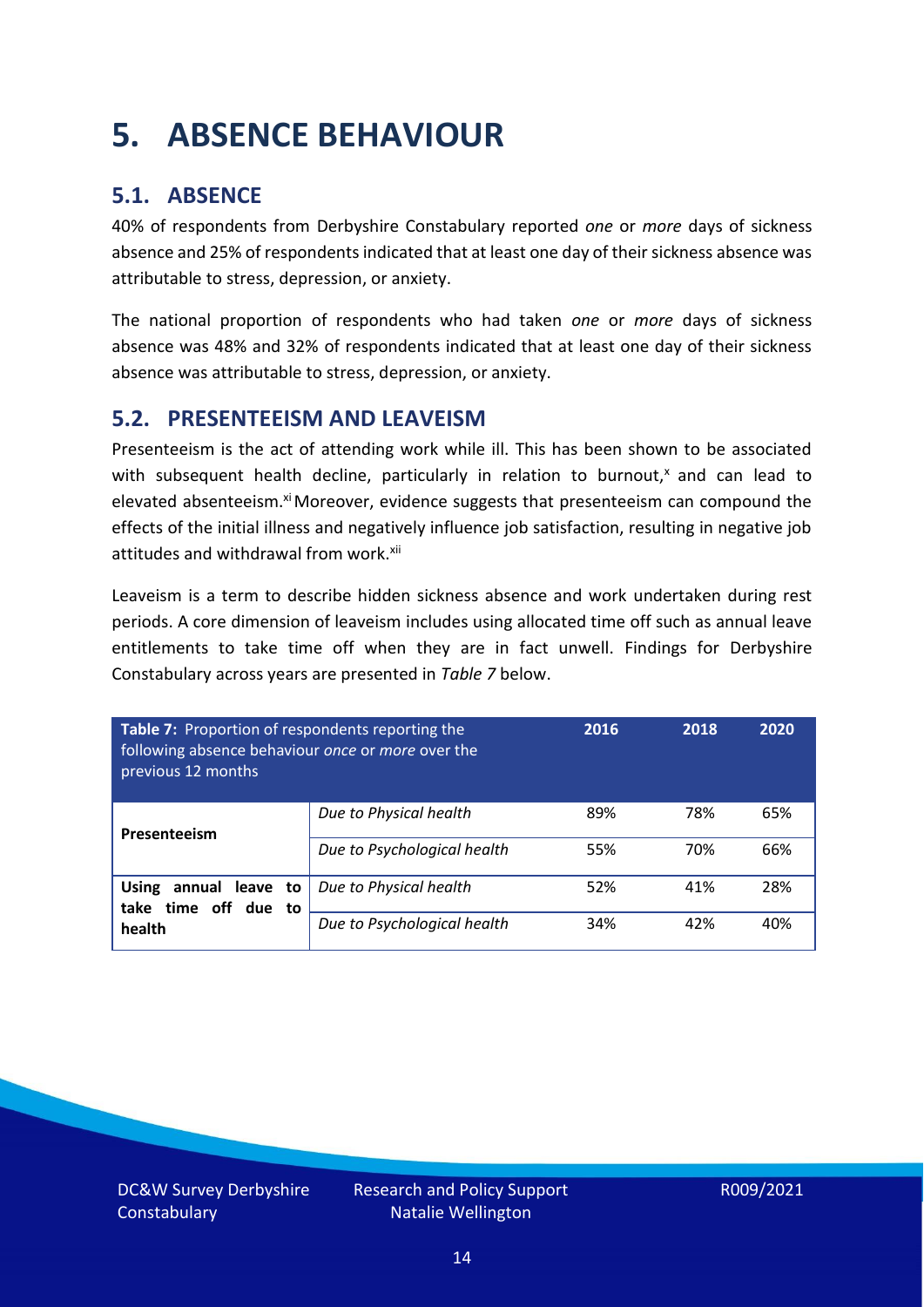# 5. ABSENCE BEHAVIOUR

## 5.1. ABSENCE

40% of respondents from Derbyshire Constabulary reported *one* or *more* days of sickness absence and 25% of respondents indicated that at least one day of their sickness absence was attributable to stress, depression, or anxiety.

The national proportion of respondents who had taken *one* or *more* days of sickness absence was 48% and 32% of respondents indicated that at least one day of their sickness absence was attributable to stress, depression, or anxiety.

## 5.2. PRESENTEEISM AND LEAVEISM

Presenteeism is the act of attending work while ill. This has been shown to be associated with subsequent health decline, particularly in relation to burnout,[x] and can lead to elevated absenteeism.[xi] Moreover, evidence suggests that presenteeism can compound the effects of the initial illness and negatively influence job satisfaction, resulting in negative job attitudes and withdrawal from work.[xii]

Leaveism is a term to describe hidden sickness absence and work undertaken during rest periods. A core dimension of leaveism includes using allocated time off such as annual leave entitlements to take time off when they are in fact unwell. Findings for Derbyshire Constabulary across years are presented in *Table 7* below.

| **Table 7:** Proportion of respondents reporting the following absence behaviour *once* or *more* over the previous 12 months | | 2016 | 2018 | 2020 |
|---|---|---|---|---|
| **Presenteeism** | *Due to Physical health* | 89% | 78% | 65% |
| | *Due to Psychological health* | 55% | 70% | 66% |
| **Using annual leave to take time off due to health** | *Due to Physical health* | 52% | 41% | 28% |
| | *Due to Psychological health* | 34% | 42% | 40% |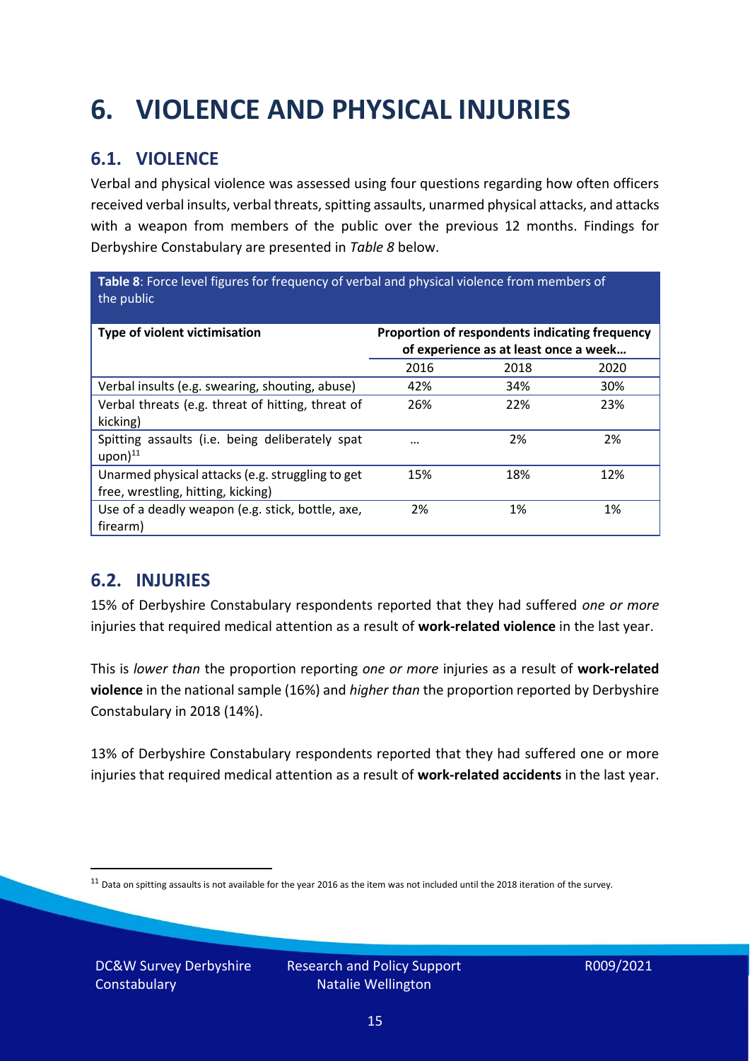# 6. VIOLENCE AND PHYSICAL INJURIES

## 6.1. VIOLENCE

Verbal and physical violence was assessed using four questions regarding how often officers received verbal insults, verbal threats, spitting assaults, unarmed physical attacks, and attacks with a weapon from members of the public over the previous 12 months. Findings for Derbyshire Constabulary are presented in *Table 8* below.

**Table 8**: Force level figures for frequency of verbal and physical violence from members of the public

| Type of violent victimisation | Proportion of respondents indicating frequency of experience as at least once a week… | | |
|---|---|---|---|
| | 2016 | 2018 | 2020 |
| Verbal insults (e.g. swearing, shouting, abuse) | 42% | 34% | 30% |
| Verbal threats (e.g. threat of hitting, threat of kicking) | 26% | 22% | 23% |
| Spitting assaults (i.e. being deliberately spat upon)[11] | … | 2% | 2% |
| Unarmed physical attacks (e.g. struggling to get free, wrestling, hitting, kicking) | 15% | 18% | 12% |
| Use of a deadly weapon (e.g. stick, bottle, axe, firearm) | 2% | 1% | 1% |

## 6.2. INJURIES

15% of Derbyshire Constabulary respondents reported that they had suffered *one or more* injuries that required medical attention as a result of **work-related violence** in the last year.

This is *lower than* the proportion reporting *one or more* injuries as a result of **work-related violence** in the national sample (16%) and *higher than* the proportion reported by Derbyshire Constabulary in 2018 (14%).

13% of Derbyshire Constabulary respondents reported that they had suffered one or more injuries that required medical attention as a result of **work-related accidents** in the last year.

[11] Data on spitting assaults is not available for the year 2016 as the item was not included until the 2018 iteration of the survey.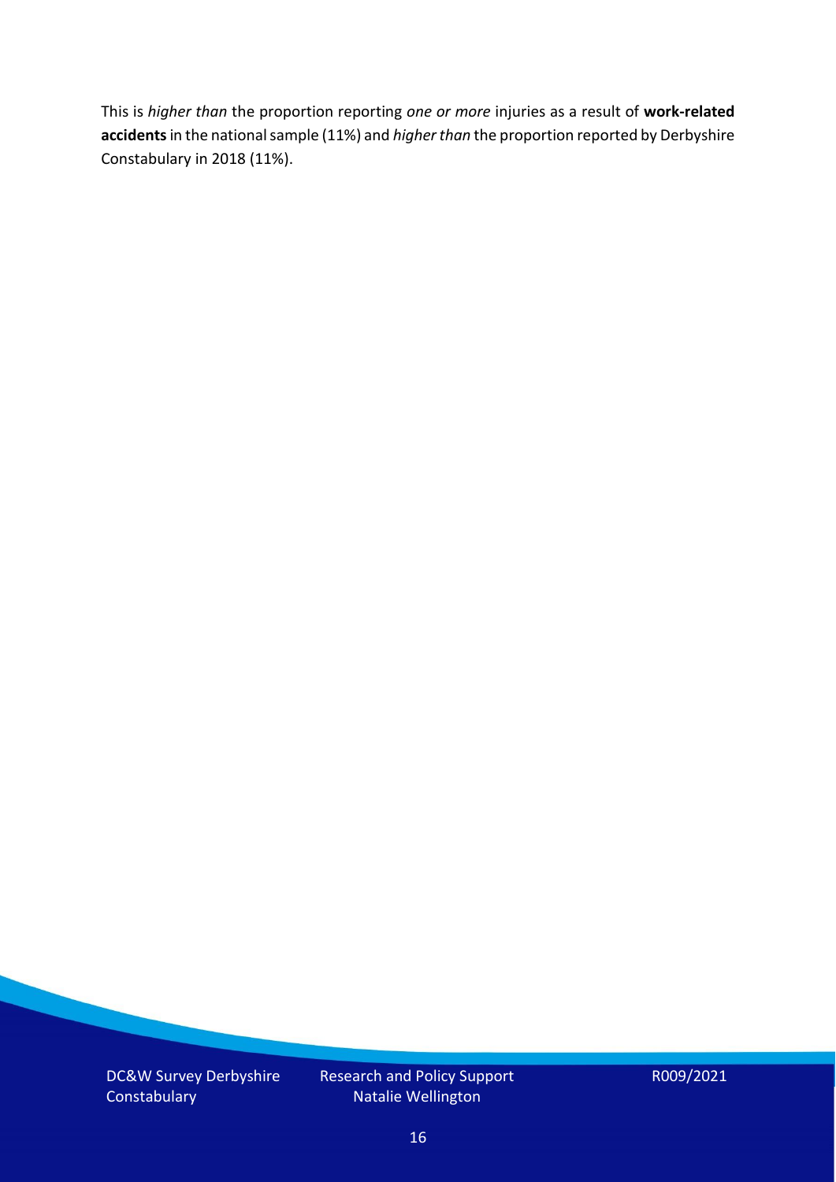This is *higher than* the proportion reporting *one or more* injuries as a result of **work-related accidents** in the national sample (11%) and *higher than* the proportion reported by Derbyshire Constabulary in 2018 (11%).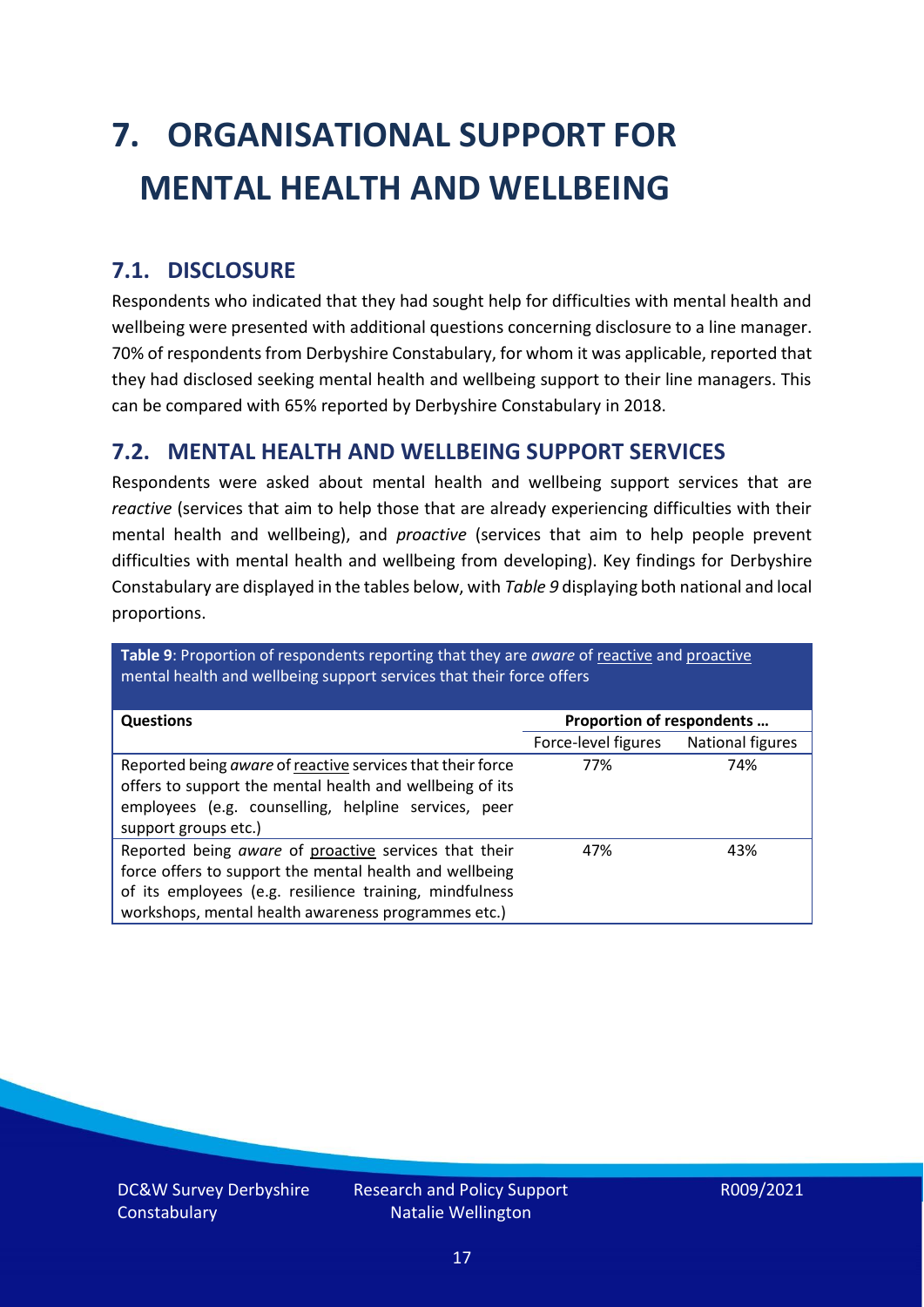# 7. ORGANISATIONAL SUPPORT FOR MENTAL HEALTH AND WELLBEING

## 7.1. DISCLOSURE

Respondents who indicated that they had sought help for difficulties with mental health and wellbeing were presented with additional questions concerning disclosure to a line manager. 70% of respondents from Derbyshire Constabulary, for whom it was applicable, reported that they had disclosed seeking mental health and wellbeing support to their line managers. This can be compared with 65% reported by Derbyshire Constabulary in 2018.

## 7.2. MENTAL HEALTH AND WELLBEING SUPPORT SERVICES

Respondents were asked about mental health and wellbeing support services that are *reactive* (services that aim to help those that are already experiencing difficulties with their mental health and wellbeing), and *proactive* (services that aim to help people prevent difficulties with mental health and wellbeing from developing). Key findings for Derbyshire Constabulary are displayed in the tables below, with *Table 9* displaying both national and local proportions.

**Table 9**: Proportion of respondents reporting that they are *aware* of reactive and proactive mental health and wellbeing support services that their force offers

| Questions | Proportion of respondents … | |
|---|---|---|
| | Force-level figures | National figures |
| Reported being *aware* of reactive services that their force offers to support the mental health and wellbeing of its employees (e.g. counselling, helpline services, peer support groups etc.) | 77% | 74% |
| Reported being *aware* of proactive services that their force offers to support the mental health and wellbeing of its employees (e.g. resilience training, mindfulness workshops, mental health awareness programmes etc.) | 47% | 43% |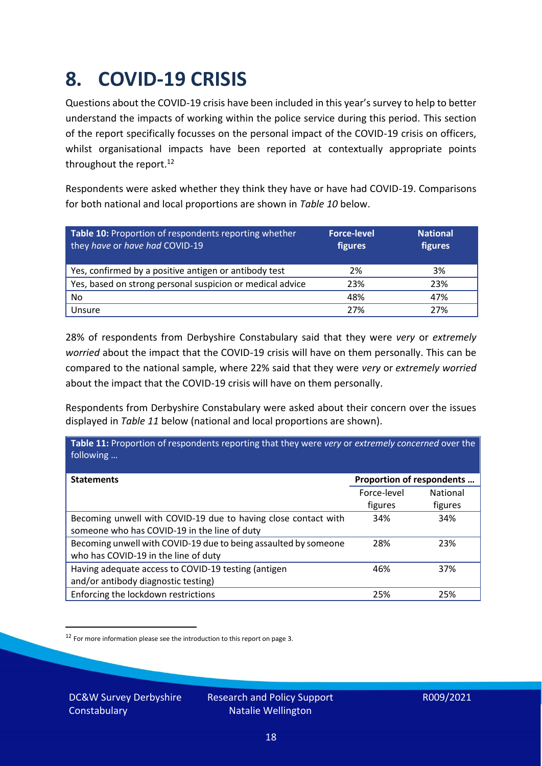# 8. COVID-19 CRISIS

Questions about the COVID-19 crisis have been included in this year's survey to help to better understand the impacts of working within the police service during this period. This section of the report specifically focusses on the personal impact of the COVID-19 crisis on officers, whilst organisational impacts have been reported at contextually appropriate points throughout the report.[12]

Respondents were asked whether they think they have or have had COVID-19. Comparisons for both national and local proportions are shown in *Table 10* below.

| **Table 10:** Proportion of respondents reporting whether they *have* or *have had* COVID-19 | **Force-level figures** | **National figures** |
|---|---|---|
| Yes, confirmed by a positive antigen or antibody test | 2% | 3% |
| Yes, based on strong personal suspicion or medical advice | 23% | 23% |
| No | 48% | 47% |
| Unsure | 27% | 27% |

28% of respondents from Derbyshire Constabulary said that they were *very* or *extremely worried* about the impact that the COVID-19 crisis will have on them personally. This can be compared to the national sample, where 22% said that they were *very* or *extremely worried* about the impact that the COVID-19 crisis will have on them personally.

Respondents from Derbyshire Constabulary were asked about their concern over the issues displayed in *Table 11* below (national and local proportions are shown).

**Table 11:** Proportion of respondents reporting that they were *very* or *extremely concerned* over the following …

| **Statements** | **Proportion of respondents …** | |
|---|---|---|
| | Force-level figures | National figures |
| Becoming unwell with COVID-19 due to having close contact with someone who has COVID-19 in the line of duty | 34% | 34% |
| Becoming unwell with COVID-19 due to being assaulted by someone who has COVID-19 in the line of duty | 28% | 23% |
| Having adequate access to COVID-19 testing (antigen and/or antibody diagnostic testing) | 46% | 37% |
| Enforcing the lockdown restrictions | 25% | 25% |

[12] For more information please see the introduction to this report on page 3.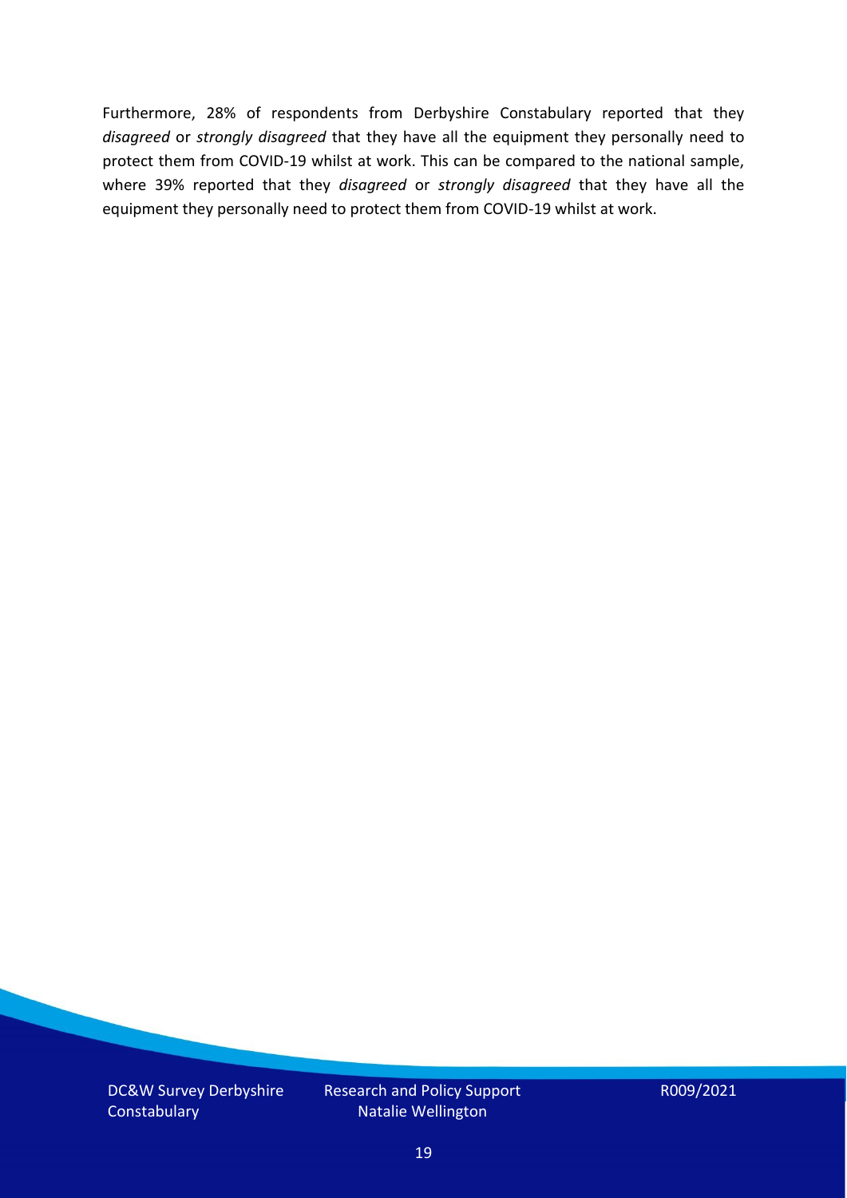Furthermore, 28% of respondents from Derbyshire Constabulary reported that they *disagreed* or *strongly disagreed* that they have all the equipment they personally need to protect them from COVID-19 whilst at work. This can be compared to the national sample, where 39% reported that they *disagreed* or *strongly disagreed* that they have all the equipment they personally need to protect them from COVID-19 whilst at work.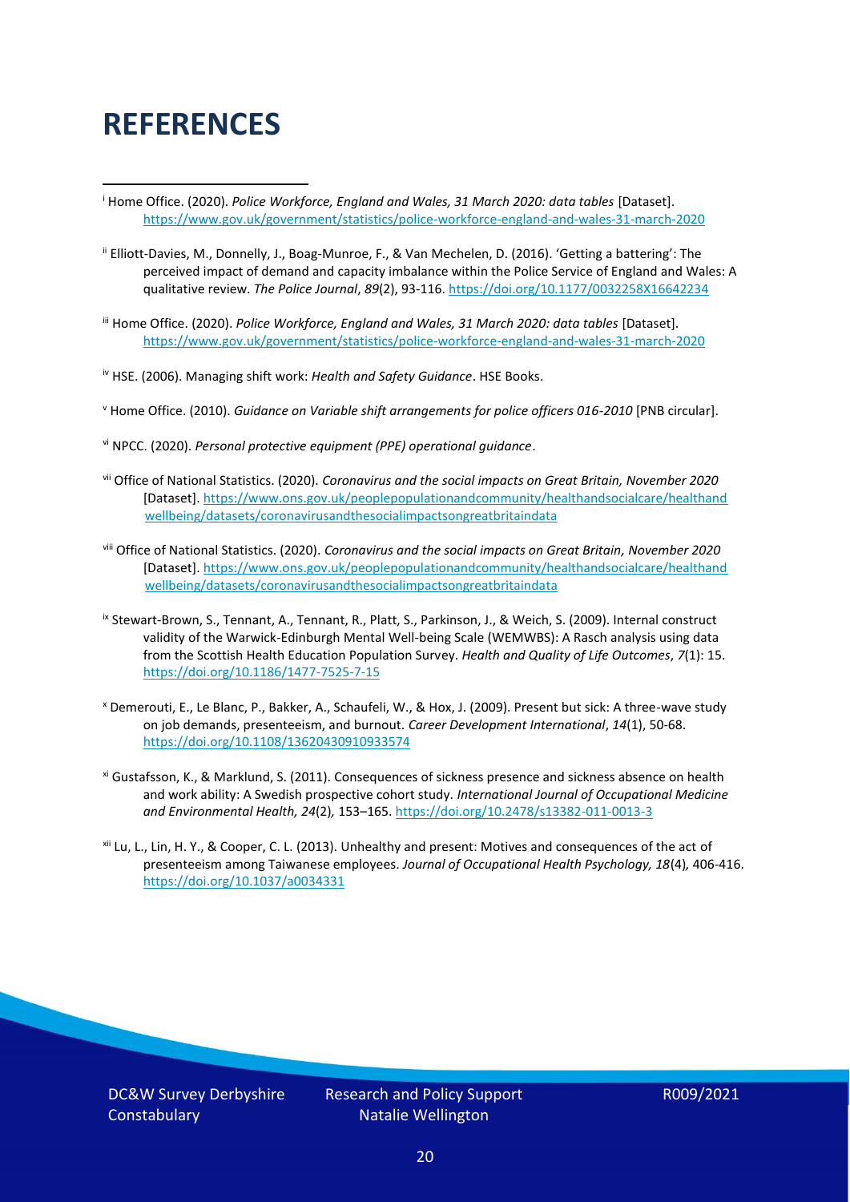# REFERENCES

[i] Home Office. (2020). *Police Workforce, England and Wales, 31 March 2020: data tables* [Dataset]. https://www.gov.uk/government/statistics/police-workforce-england-and-wales-31-march-2020

[ii] Elliott-Davies, M., Donnelly, J., Boag-Munroe, F., & Van Mechelen, D. (2016). 'Getting a battering': The perceived impact of demand and capacity imbalance within the Police Service of England and Wales: A qualitative review. *The Police Journal*, *89*(2), 93-116. https://doi.org/10.1177/0032258X16642234

[iii] Home Office. (2020). *Police Workforce, England and Wales, 31 March 2020: data tables* [Dataset]. https://www.gov.uk/government/statistics/police-workforce-england-and-wales-31-march-2020

[iv] HSE. (2006). Managing shift work: *Health and Safety Guidance*. HSE Books.

[v] Home Office. (2010). *Guidance on Variable shift arrangements for police officers 016-2010* [PNB circular].

[vi] NPCC. (2020). *Personal protective equipment (PPE) operational guidance*.

[vii] Office of National Statistics. (2020). *Coronavirus and the social impacts on Great Britain, November 2020* [Dataset]. https://www.ons.gov.uk/peoplepopulationandcommunity/healthandsocialcare/healthandwellbeing/datasets/coronavirusandthesocialimpactsongreatbritaindata

[viii] Office of National Statistics. (2020). *Coronavirus and the social impacts on Great Britain, November 2020* [Dataset]. https://www.ons.gov.uk/peoplepopulationandcommunity/healthandsocialcare/healthandwellbeing/datasets/coronavirusandthesocialimpactsongreatbritaindata

[ix] Stewart-Brown, S., Tennant, A., Tennant, R., Platt, S., Parkinson, J., & Weich, S. (2009). Internal construct validity of the Warwick-Edinburgh Mental Well-being Scale (WEMWBS): A Rasch analysis using data from the Scottish Health Education Population Survey. *Health and Quality of Life Outcomes*, *7*(1): 15. https://doi.org/10.1186/1477-7525-7-15

[x] Demerouti, E., Le Blanc, P., Bakker, A., Schaufeli, W., & Hox, J. (2009). Present but sick: A three-wave study on job demands, presenteeism, and burnout. *Career Development International*, *14*(1), 50-68. https://doi.org/10.1108/13620430910933574

[xi] Gustafsson, K., & Marklund, S. (2011). Consequences of sickness presence and sickness absence on health and work ability: A Swedish prospective cohort study. *International Journal of Occupational Medicine and Environmental Health, 24*(2)*,* 153–165. https://doi.org/10.2478/s13382-011-0013-3

[xii] Lu, L., Lin, H. Y., & Cooper, C. L. (2013). Unhealthy and present: Motives and consequences of the act of presenteeism among Taiwanese employees. *Journal of Occupational Health Psychology, 18*(4)*,* 406-416. https://doi.org/10.1037/a0034331